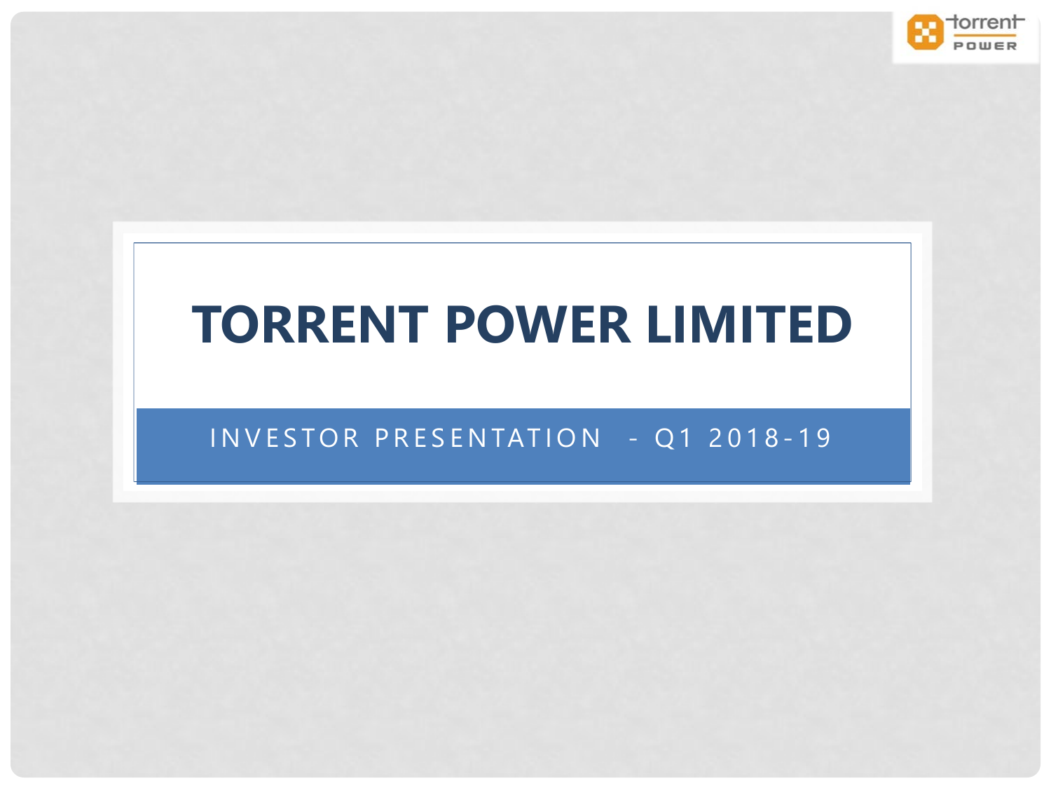# TORRENT POWER LIMITED

## INVESTOR PRESENTATION - Q1 2018-19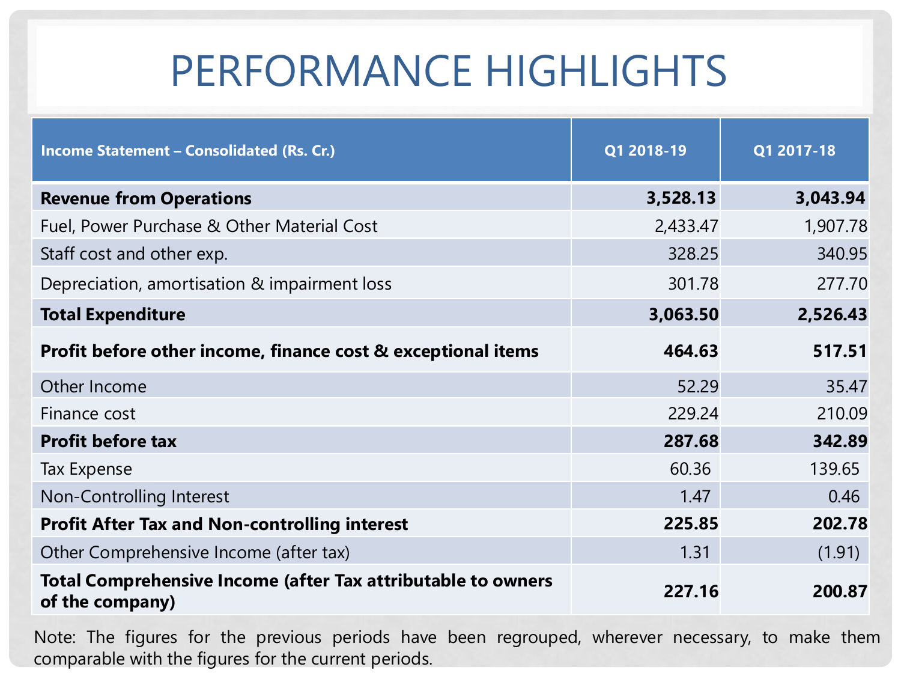# PERFORMANCE HIGHLIGHTS

| Income Statement – Consolidated (Rs. Cr.) | Q1 2018-19 | Q1 2017-18 |
|---|---|---|
| **Revenue from Operations** | **3,528.13** | **3,043.94** |
| Fuel, Power Purchase & Other Material Cost | 2,433.47 | 1,907.78 |
| Staff cost and other exp. | 328.25 | 340.95 |
| Depreciation, amortisation & impairment loss | 301.78 | 277.70 |
| **Total Expenditure** | **3,063.50** | **2,526.43** |
| **Profit before other income, finance cost & exceptional items** | **464.63** | **517.51** |
| Other Income | 52.29 | 35.47 |
| Finance cost | 229.24 | 210.09 |
| **Profit before tax** | **287.68** | **342.89** |
| Tax Expense | 60.36 | 139.65 |
| Non-Controlling Interest | 1.47 | 0.46 |
| **Profit After Tax and Non-controlling interest** | **225.85** | **202.78** |
| Other Comprehensive Income (after tax) | 1.31 | (1.91) |
| **Total Comprehensive Income (after Tax attributable to owners of the company)** | **227.16** | **200.87** |

Note: The figures for the previous periods have been regrouped, wherever necessary, to make them comparable with the figures for the current periods.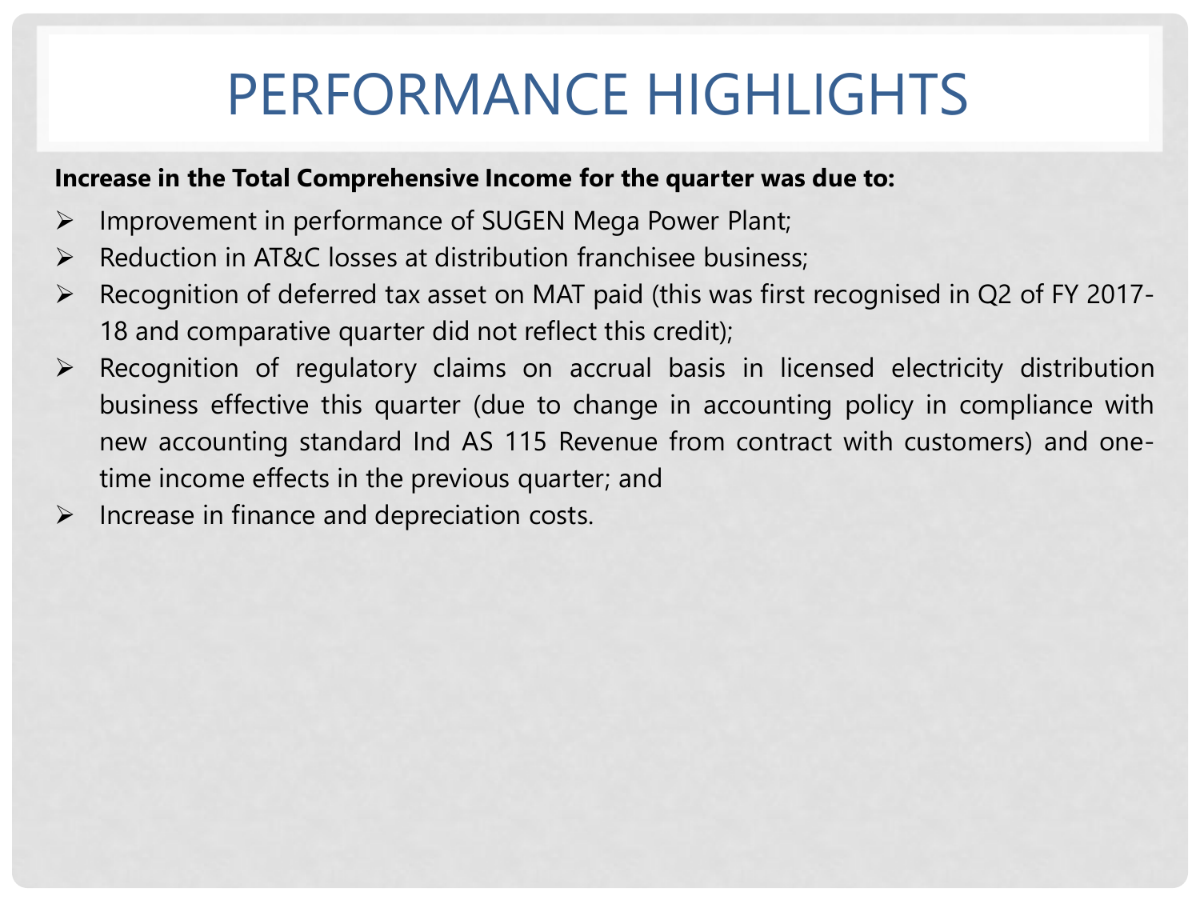# PERFORMANCE HIGHLIGHTS

**Increase in the Total Comprehensive Income for the quarter was due to:**

- Improvement in performance of SUGEN Mega Power Plant;
- Reduction in AT&C losses at distribution franchisee business;
- Recognition of deferred tax asset on MAT paid (this was first recognised in Q2 of FY 2017-18 and comparative quarter did not reflect this credit);
- Recognition of regulatory claims on accrual basis in licensed electricity distribution business effective this quarter (due to change in accounting policy in compliance with new accounting standard Ind AS 115 Revenue from contract with customers) and one-time income effects in the previous quarter; and
- Increase in finance and depreciation costs.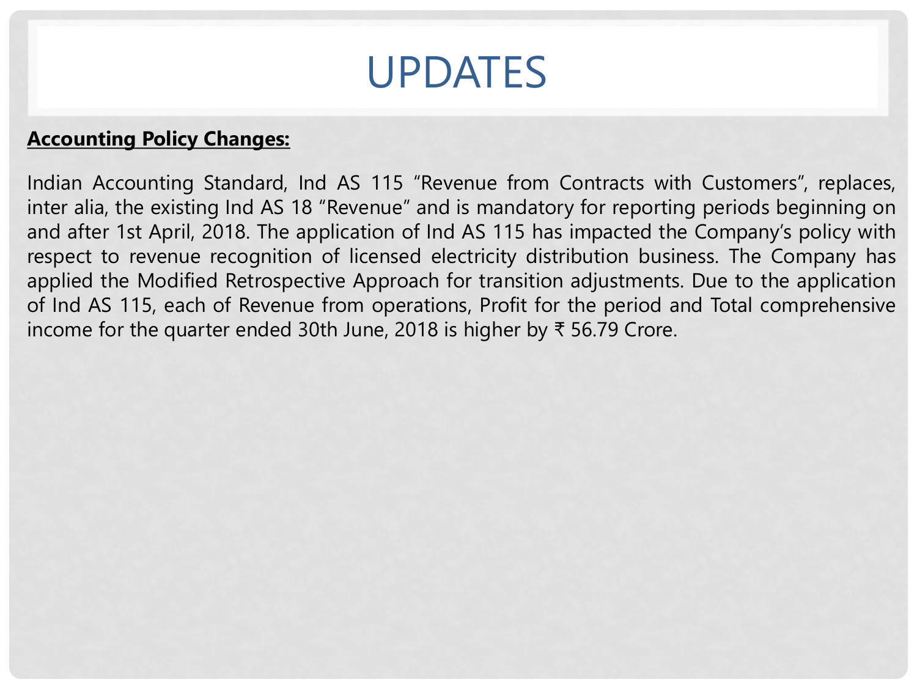# UPDATES

**Accounting Policy Changes:**

Indian Accounting Standard, Ind AS 115 "Revenue from Contracts with Customers", replaces, inter alia, the existing Ind AS 18 "Revenue" and is mandatory for reporting periods beginning on and after 1st April, 2018. The application of Ind AS 115 has impacted the Company's policy with respect to revenue recognition of licensed electricity distribution business. The Company has applied the Modified Retrospective Approach for transition adjustments. Due to the application of Ind AS 115, each of Revenue from operations, Profit for the period and Total comprehensive income for the quarter ended 30th June, 2018 is higher by ₹ 56.79 Crore.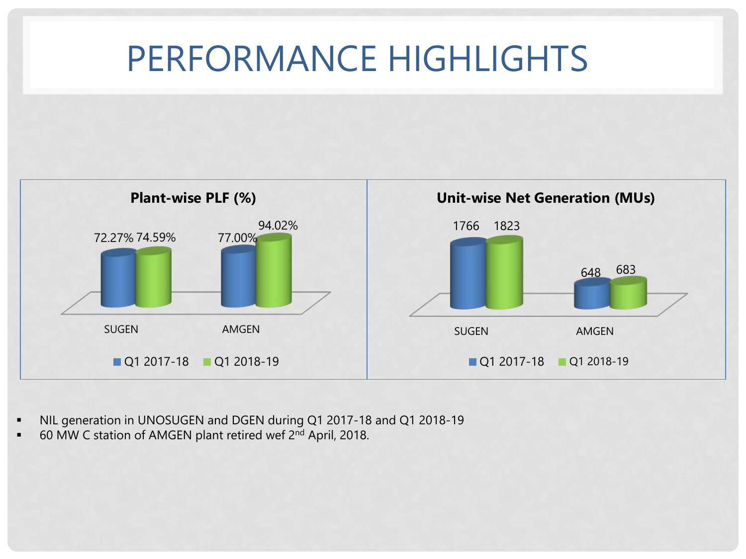# PERFORMANCE HIGHLIGHTS

**Plant-wise PLF (%)**

| | Q1 2017-18 | Q1 2018-19 |
|---|---|---|
| SUGEN | 72.27% | 74.59% |
| AMGEN | 77.00% | 94.02% |

**Unit-wise Net Generation (MUs)**

| | Q1 2017-18 | Q1 2018-19 |
|---|---|---|
| SUGEN | 1766 | 1823 |
| AMGEN | 648 | 683 |

- NIL generation in UNOSUGEN and DGEN during Q1 2017-18 and Q1 2018-19
- 60 MW C station of AMGEN plant retired wef 2nd April, 2018.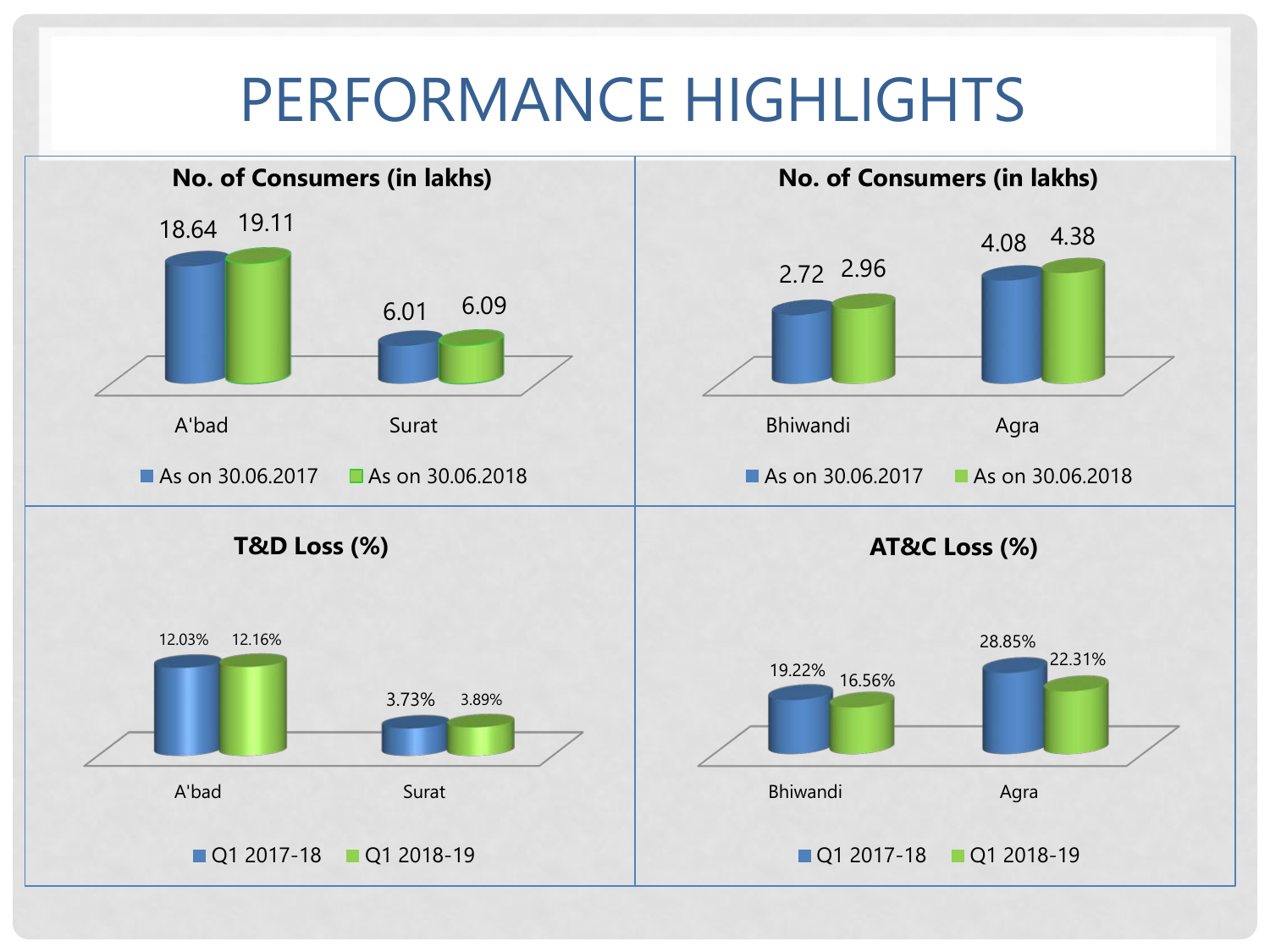# PERFORMANCE HIGHLIGHTS

### No. of Consumers (in lakhs)

| | As on 30.06.2017 | As on 30.06.2018 |
|---|---|---|
| A'bad | 18.64 | 19.11 |
| Surat | 6.01 | 6.09 |

### No. of Consumers (in lakhs)

| | As on 30.06.2017 | As on 30.06.2018 |
|---|---|---|
| Bhiwandi | 2.72 | 2.96 |
| Agra | 4.08 | 4.38 |

### T&D Loss (%)

| | Q1 2017-18 | Q1 2018-19 |
|---|---|---|
| A'bad | 12.03% | 12.16% |
| Surat | 3.73% | 3.89% |

### AT&C Loss (%)

| | Q1 2017-18 | Q1 2018-19 |
|---|---|---|
| Bhiwandi | 19.22% | 16.56% |
| Agra | 28.85% | 22.31% |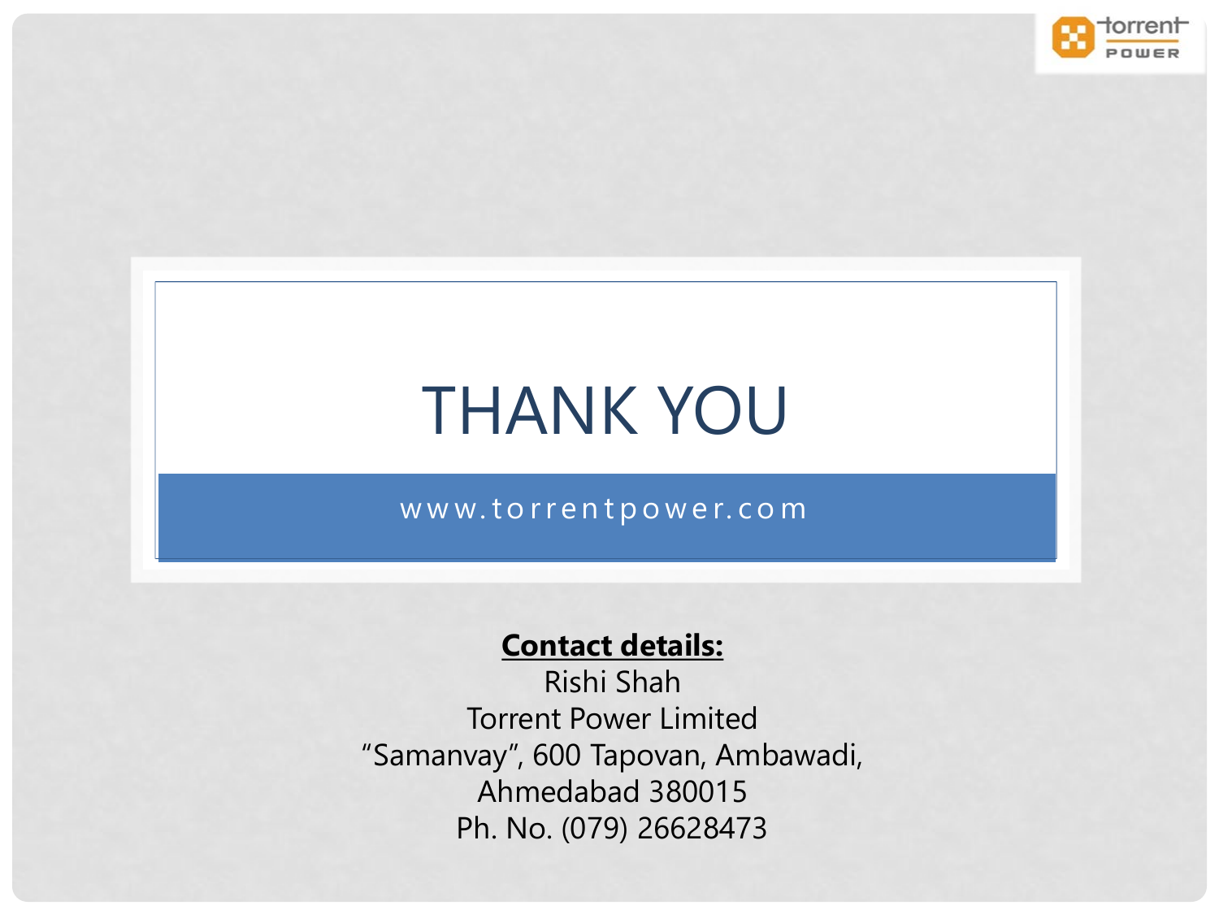# THANK YOU

www.torrentpower.com

**Contact details:**

Rishi Shah
Torrent Power Limited
“Samanvay”, 600 Tapovan, Ambawadi,
Ahmedabad 380015
Ph. No. (079) 26628473